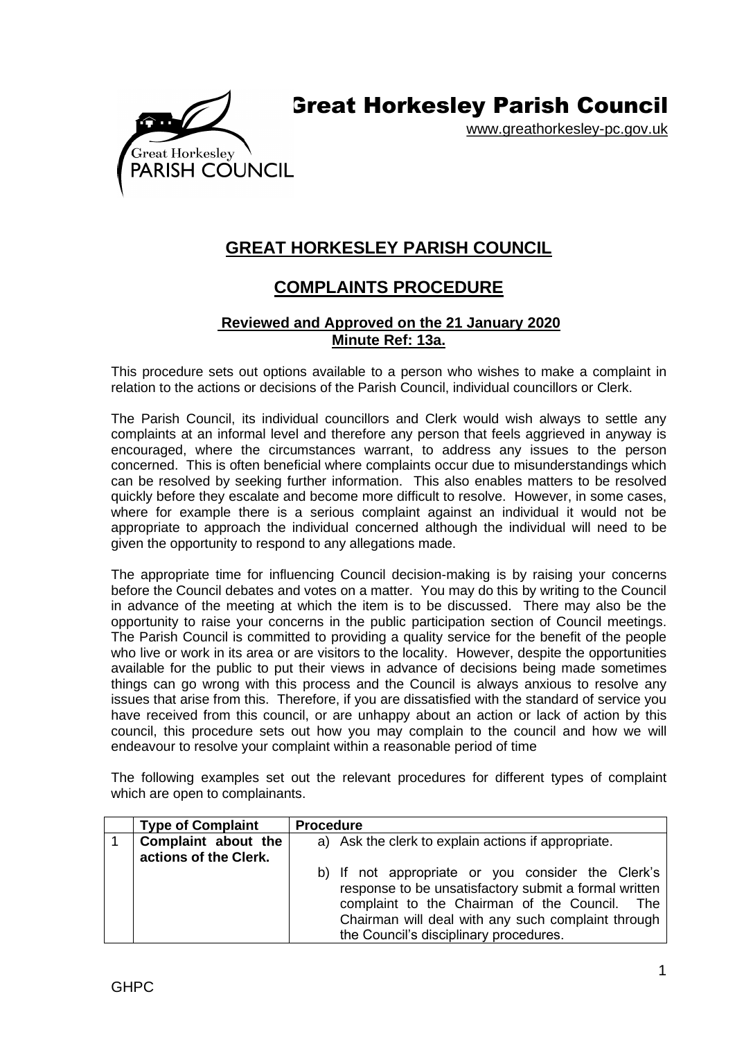Great Horkesley Parish Council

www.greathorkesley-pc.gov.uk

# GREAT HORKESLEY PARISH COUNCIL

## COMPLAINTS PROCEDURE

**Reviewed and Approved on the 21 January 2020**
**Minute Ref: 13a.**

This procedure sets out options available to a person who wishes to make a complaint in relation to the actions or decisions of the Parish Council, individual councillors or Clerk.

The Parish Council, its individual councillors and Clerk would wish always to settle any complaints at an informal level and therefore any person that feels aggrieved in anyway is encouraged, where the circumstances warrant, to address any issues to the person concerned. This is often beneficial where complaints occur due to misunderstandings which can be resolved by seeking further information. This also enables matters to be resolved quickly before they escalate and become more difficult to resolve. However, in some cases, where for example there is a serious complaint against an individual it would not be appropriate to approach the individual concerned although the individual will need to be given the opportunity to respond to any allegations made.

The appropriate time for influencing Council decision-making is by raising your concerns before the Council debates and votes on a matter. You may do this by writing to the Council in advance of the meeting at which the item is to be discussed. There may also be the opportunity to raise your concerns in the public participation section of Council meetings. The Parish Council is committed to providing a quality service for the benefit of the people who live or work in its area or are visitors to the locality. However, despite the opportunities available for the public to put their views in advance of decisions being made sometimes things can go wrong with this process and the Council is always anxious to resolve any issues that arise from this. Therefore, if you are dissatisfied with the standard of service you have received from this council, or are unhappy about an action or lack of action by this council, this procedure sets out how you may complain to the council and how we will endeavour to resolve your complaint within a reasonable period of time

The following examples set out the relevant procedures for different types of complaint which are open to complainants.

| | Type of Complaint | Procedure |
|---|---|---|
| 1 | **Complaint about the actions of the Clerk.** | a) Ask the clerk to explain actions if appropriate.<br><br>b) If not appropriate or you consider the Clerk's response to be unsatisfactory submit a formal written complaint to the Chairman of the Council. The Chairman will deal with any such complaint through the Council's disciplinary procedures. |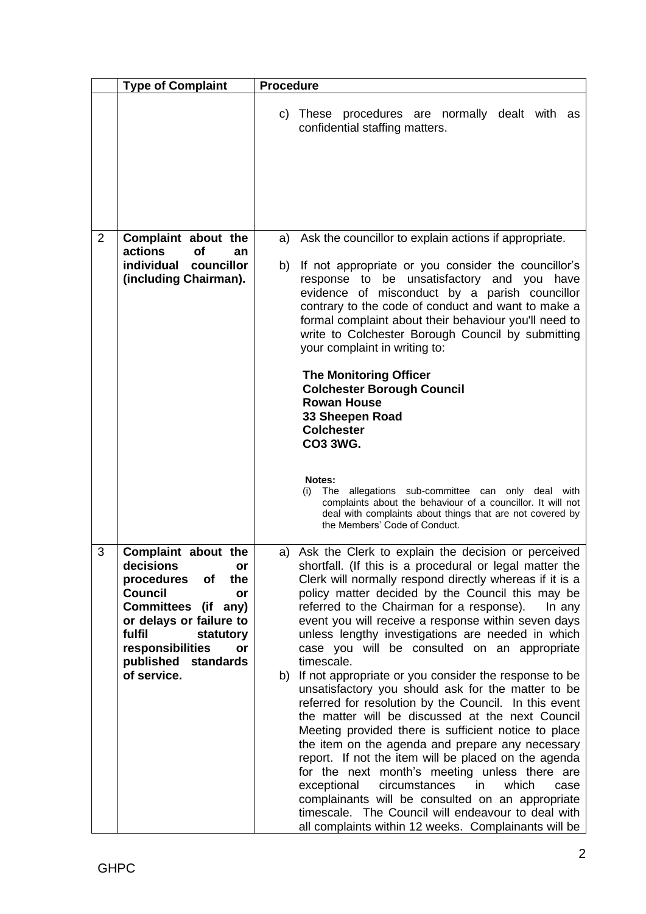|  | Type of Complaint | Procedure |
|---|---|---|
|  |  | c) These procedures are normally dealt with as confidential staffing matters. |
| 2 | **Complaint about the actions of an individual councillor (including Chairman).** | a) Ask the councillor to explain actions if appropriate.<br><br>b) If not appropriate or you consider the councillor's response to be unsatisfactory and you have evidence of misconduct by a parish councillor contrary to the code of conduct and want to make a formal complaint about their behaviour you'll need to write to Colchester Borough Council by submitting your complaint in writing to:<br><br>**The Monitoring Officer**<br>**Colchester Borough Council**<br>**Rowan House**<br>**33 Sheepen Road**<br>**Colchester**<br>**CO3 3WG.**<br><br>**Notes:**<br>(i) The allegations sub-committee can only deal with complaints about the behaviour of a councillor. It will not deal with complaints about things that are not covered by the Members' Code of Conduct. |
| 3 | **Complaint about the decisions or procedures of the Council or Committees (if any) or delays or failure to fulfil statutory responsibilities or published standards of service.** | a) Ask the Clerk to explain the decision or perceived shortfall. (If this is a procedural or legal matter the Clerk will normally respond directly whereas if it is a policy matter decided by the Council this may be referred to the Chairman for a response). In any event you will receive a response within seven days unless lengthy investigations are needed in which case you will be consulted on an appropriate timescale.<br>b) If not appropriate or you consider the response to be unsatisfactory you should ask for the matter to be referred for resolution by the Council. In this event the matter will be discussed at the next Council Meeting provided there is sufficient notice to place the item on the agenda and prepare any necessary report. If not the item will be placed on the agenda for the next month's meeting unless there are exceptional circumstances in which case complainants will be consulted on an appropriate timescale. The Council will endeavour to deal with all complaints within 12 weeks. Complainants will be |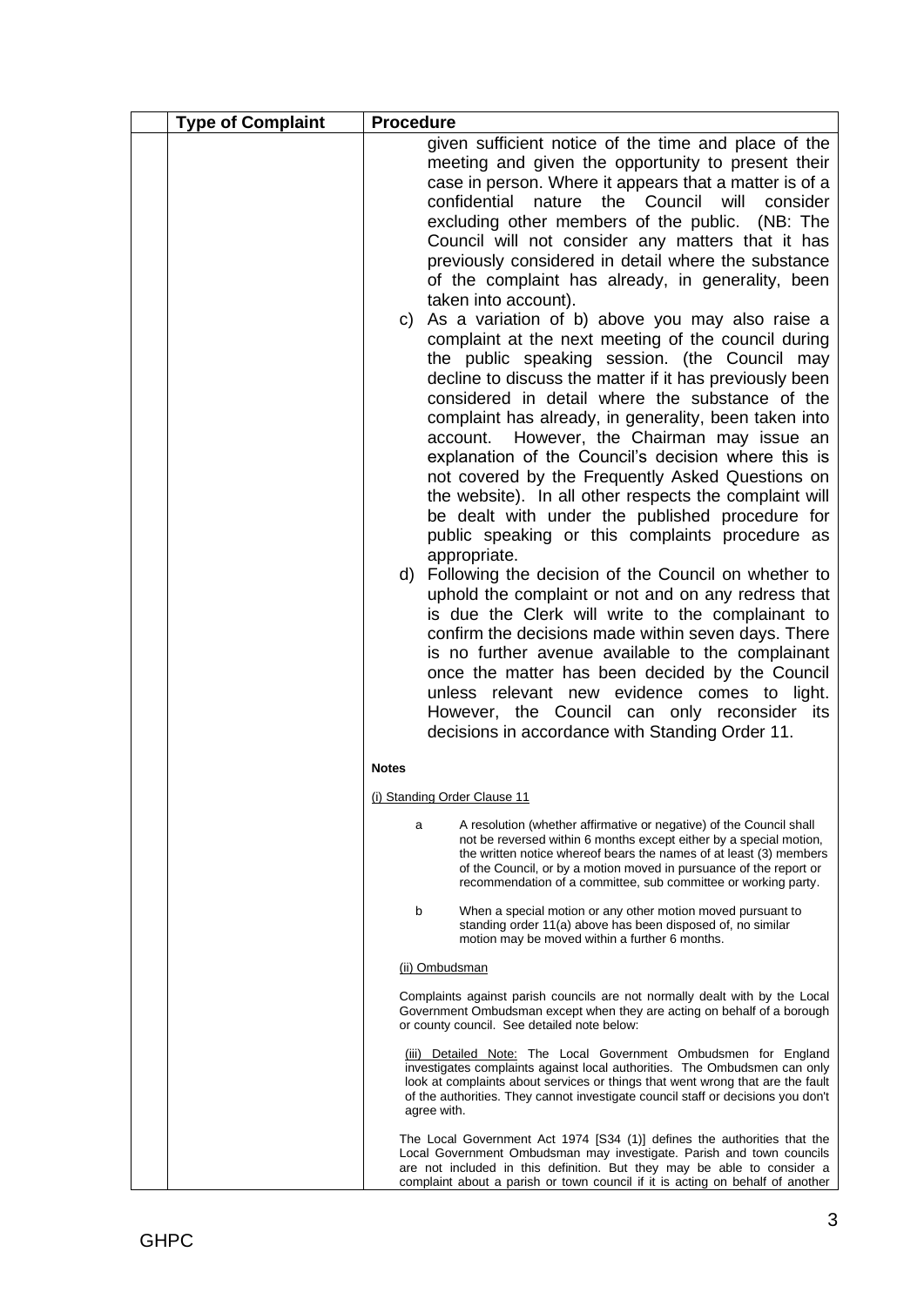| | Type of Complaint | Procedure |
|---|---|---|
| | | given sufficient notice of the time and place of the meeting and given the opportunity to present their case in person. Where it appears that a matter is of a confidential nature the Council will consider excluding other members of the public. (NB: The Council will not consider any matters that it has previously considered in detail where the substance of the complaint has already, in generality, been taken into account).<br>c) As a variation of b) above you may also raise a complaint at the next meeting of the council during the public speaking session. (the Council may decline to discuss the matter if it has previously been considered in detail where the substance of the complaint has already, in generality, been taken into account. However, the Chairman may issue an explanation of the Council's decision where this is not covered by the Frequently Asked Questions on the website). In all other respects the complaint will be dealt with under the published procedure for public speaking or this complaints procedure as appropriate.<br>d) Following the decision of the Council on whether to uphold the complaint or not and on any redress that is due the Clerk will write to the complainant to confirm the decisions made within seven days. There is no further avenue available to the complainant once the matter has been decided by the Council unless relevant new evidence comes to light. However, the Council can only reconsider its decisions in accordance with Standing Order 11.<br><br>**Notes**<br><br>(i) Standing Order Clause 11<br><br>a A resolution (whether affirmative or negative) of the Council shall not be reversed within 6 months except either by a special motion, the written notice whereof bears the names of at least (3) members of the Council, or by a motion moved in pursuance of the report or recommendation of a committee, sub committee or working party.<br><br>b When a special motion or any other motion moved pursuant to standing order 11(a) above has been disposed of, no similar motion may be moved within a further 6 months.<br><br>(ii) Ombudsman<br><br>Complaints against parish councils are not normally dealt with by the Local Government Ombudsman except when they are acting on behalf of a borough or county council. See detailed note below:<br><br>(iii) Detailed Note: The Local Government Ombudsmen for England investigates complaints against local authorities. The Ombudsmen can only look at complaints about services or things that went wrong that are the fault of the authorities. They cannot investigate council staff or decisions you don't agree with.<br><br>The Local Government Act 1974 [S34 (1)] defines the authorities that the Local Government Ombudsman may investigate. Parish and town councils are not included in this definition. But they may be able to consider a complaint about a parish or town council if it is acting on behalf of another |

GHPC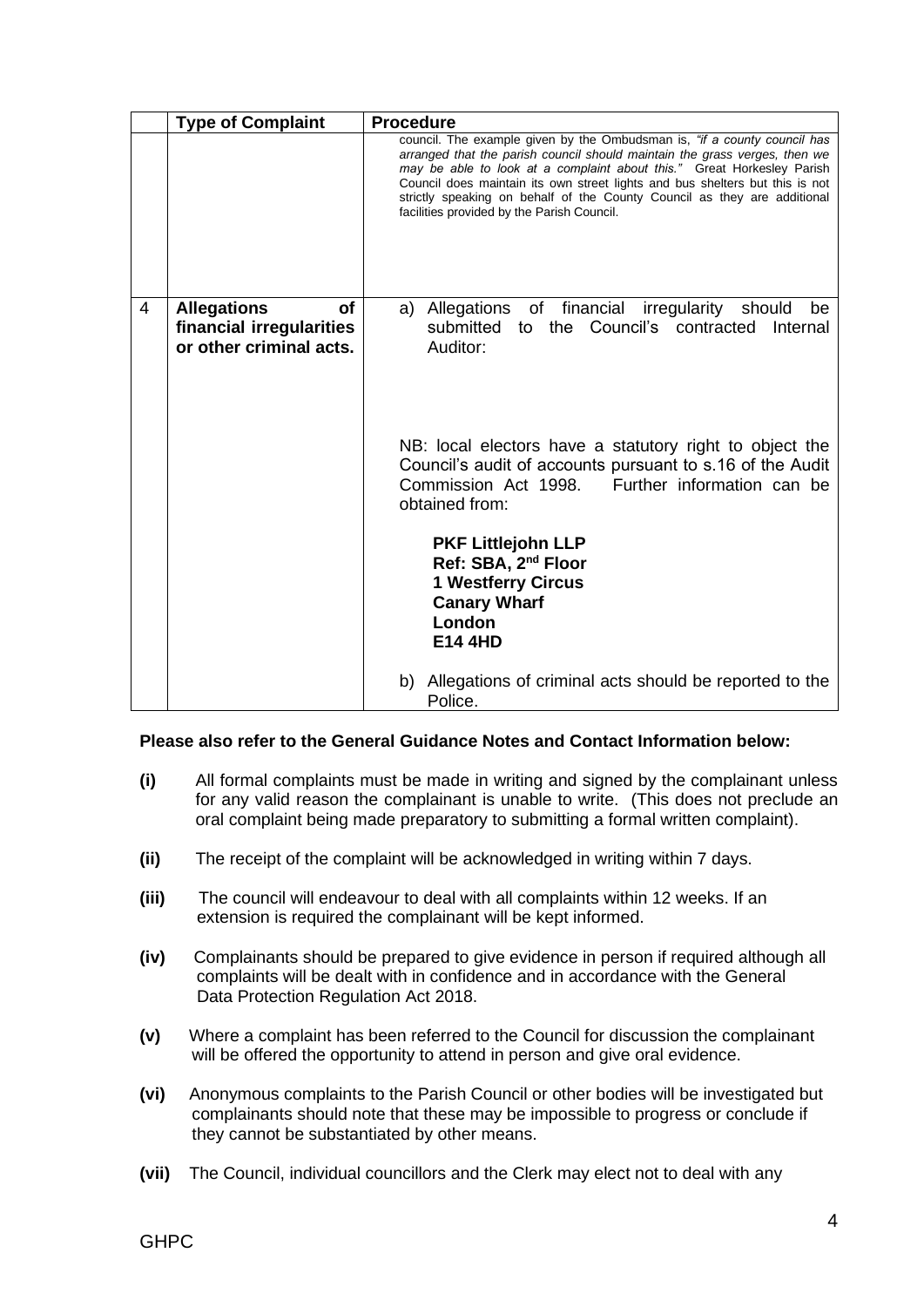| | Type of Complaint | Procedure |
|---|---|---|
| | | council. The example given by the Ombudsman is, *"if a county council has arranged that the parish council should maintain the grass verges, then we may be able to look at a complaint about this."* Great Horkesley Parish Council does maintain its own street lights and bus shelters but this is not strictly speaking on behalf of the County Council as they are additional facilities provided by the Parish Council. |
| 4 | **Allegations of financial irregularities or other criminal acts.** | a) Allegations of financial irregularity should be submitted to the Council's contracted Internal Auditor:<br><br>NB: local electors have a statutory right to object the Council's audit of accounts pursuant to s.16 of the Audit Commission Act 1998. Further information can be obtained from:<br><br>**PKF Littlejohn LLP**<br>**Ref: SBA, 2nd Floor**<br>**1 Westferry Circus**<br>**Canary Wharf**<br>**London**<br>**E14 4HD**<br><br>b) Allegations of criminal acts should be reported to the Police. |

**Please also refer to the General Guidance Notes and Contact Information below:**

**(i)** All formal complaints must be made in writing and signed by the complainant unless for any valid reason the complainant is unable to write. (This does not preclude an oral complaint being made preparatory to submitting a formal written complaint).

**(ii)** The receipt of the complaint will be acknowledged in writing within 7 days.

**(iii)** The council will endeavour to deal with all complaints within 12 weeks. If an extension is required the complainant will be kept informed.

**(iv)** Complainants should be prepared to give evidence in person if required although all complaints will be dealt with in confidence and in accordance with the General Data Protection Regulation Act 2018.

**(v)** Where a complaint has been referred to the Council for discussion the complainant will be offered the opportunity to attend in person and give oral evidence.

**(vi)** Anonymous complaints to the Parish Council or other bodies will be investigated but complainants should note that these may be impossible to progress or conclude if they cannot be substantiated by other means.

**(vii)** The Council, individual councillors and the Clerk may elect not to deal with any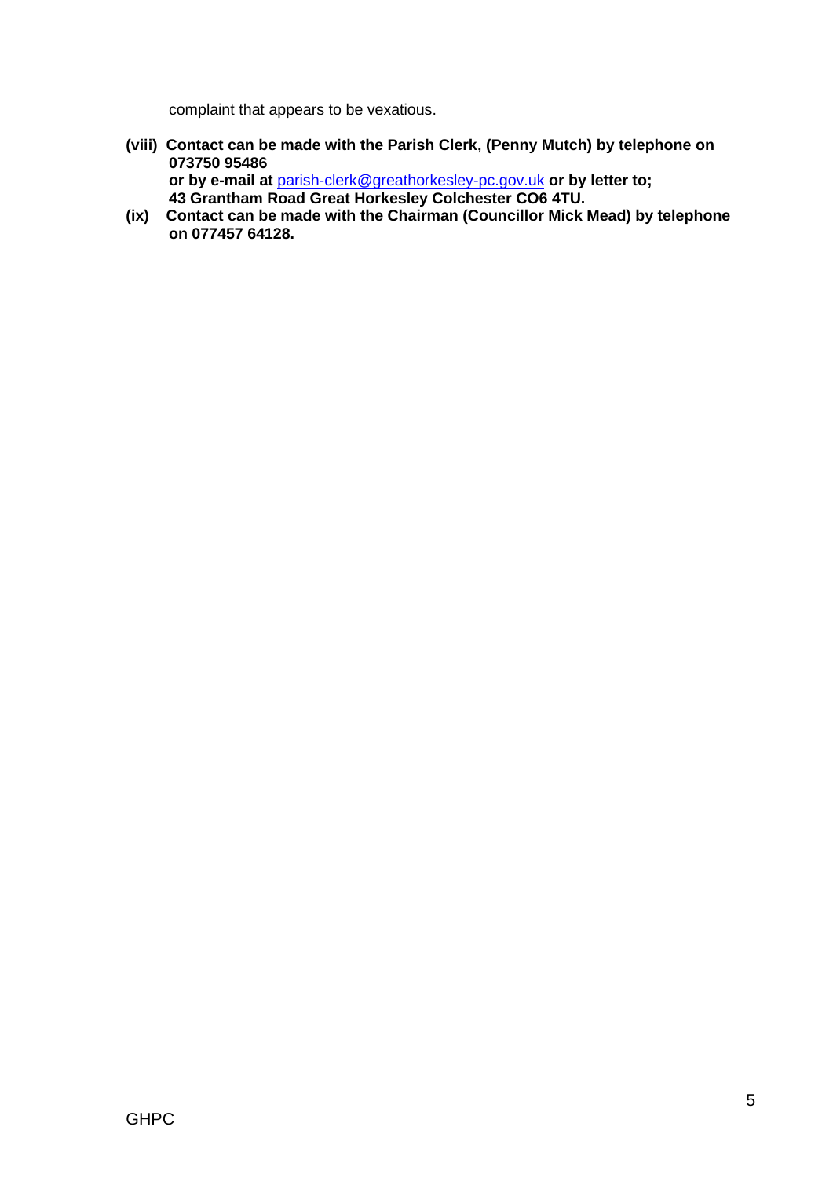complaint that appears to be vexatious.

- **(viii) Contact can be made with the Parish Clerk, (Penny Mutch) by telephone on 073750 95486 or by e-mail at** parish-clerk@greathorkesley-pc.gov.uk **or by letter to; 43 Grantham Road Great Horkesley Colchester CO6 4TU.**
- **(ix) Contact can be made with the Chairman (Councillor Mick Mead) by telephone on 077457 64128.**